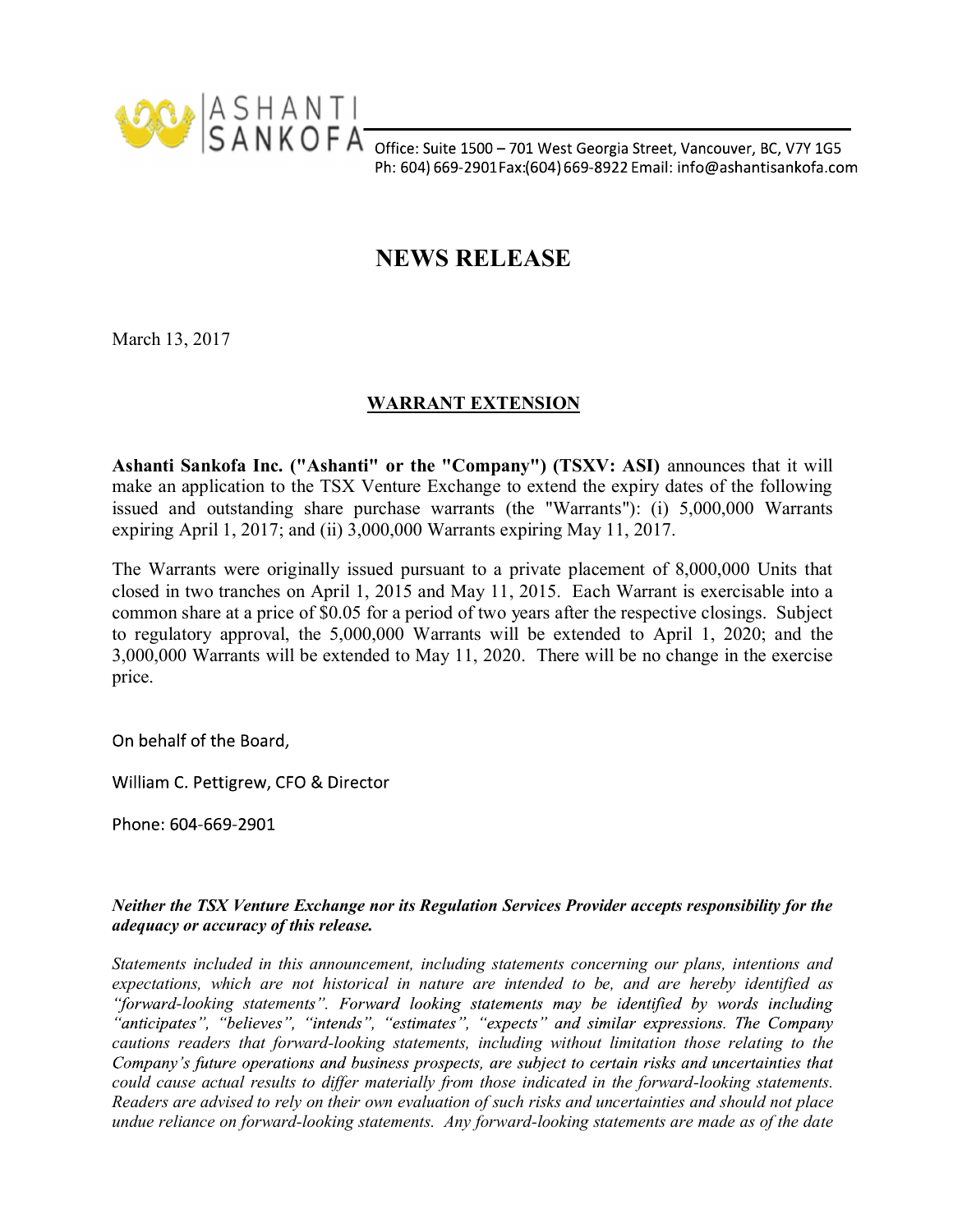ASHANTI SANKOFA

Office: Suite 1500 – 701 West Georgia Street, Vancouver, BC, V7Y 1G5
Ph: 604) 669-2901Fax:(604) 669-8922 Email: info@ashantisankofa.com

# NEWS RELEASE

March 13, 2017

## WARRANT EXTENSION

**Ashanti Sankofa Inc. ("Ashanti" or the "Company") (TSXV: ASI)** announces that it will make an application to the TSX Venture Exchange to extend the expiry dates of the following issued and outstanding share purchase warrants (the "Warrants"): (i) 5,000,000 Warrants expiring April 1, 2017; and (ii) 3,000,000 Warrants expiring May 11, 2017.

The Warrants were originally issued pursuant to a private placement of 8,000,000 Units that closed in two tranches on April 1, 2015 and May 11, 2015. Each Warrant is exercisable into a common share at a price of $0.05 for a period of two years after the respective closings. Subject to regulatory approval, the 5,000,000 Warrants will be extended to April 1, 2020; and the 3,000,000 Warrants will be extended to May 11, 2020. There will be no change in the exercise price.

On behalf of the Board,

William C. Pettigrew, CFO & Director

Phone: 604-669-2901

***Neither the TSX Venture Exchange nor its Regulation Services Provider accepts responsibility for the adequacy or accuracy of this release.***

*Statements included in this announcement, including statements concerning our plans, intentions and expectations, which are not historical in nature are intended to be, and are hereby identified as "forward-looking statements". Forward looking statements may be identified by words including "anticipates", "believes", "intends", "estimates", "expects" and similar expressions. The Company cautions readers that forward-looking statements, including without limitation those relating to the Company's future operations and business prospects, are subject to certain risks and uncertainties that could cause actual results to differ materially from those indicated in the forward-looking statements. Readers are advised to rely on their own evaluation of such risks and uncertainties and should not place undue reliance on forward-looking statements. Any forward-looking statements are made as of the date*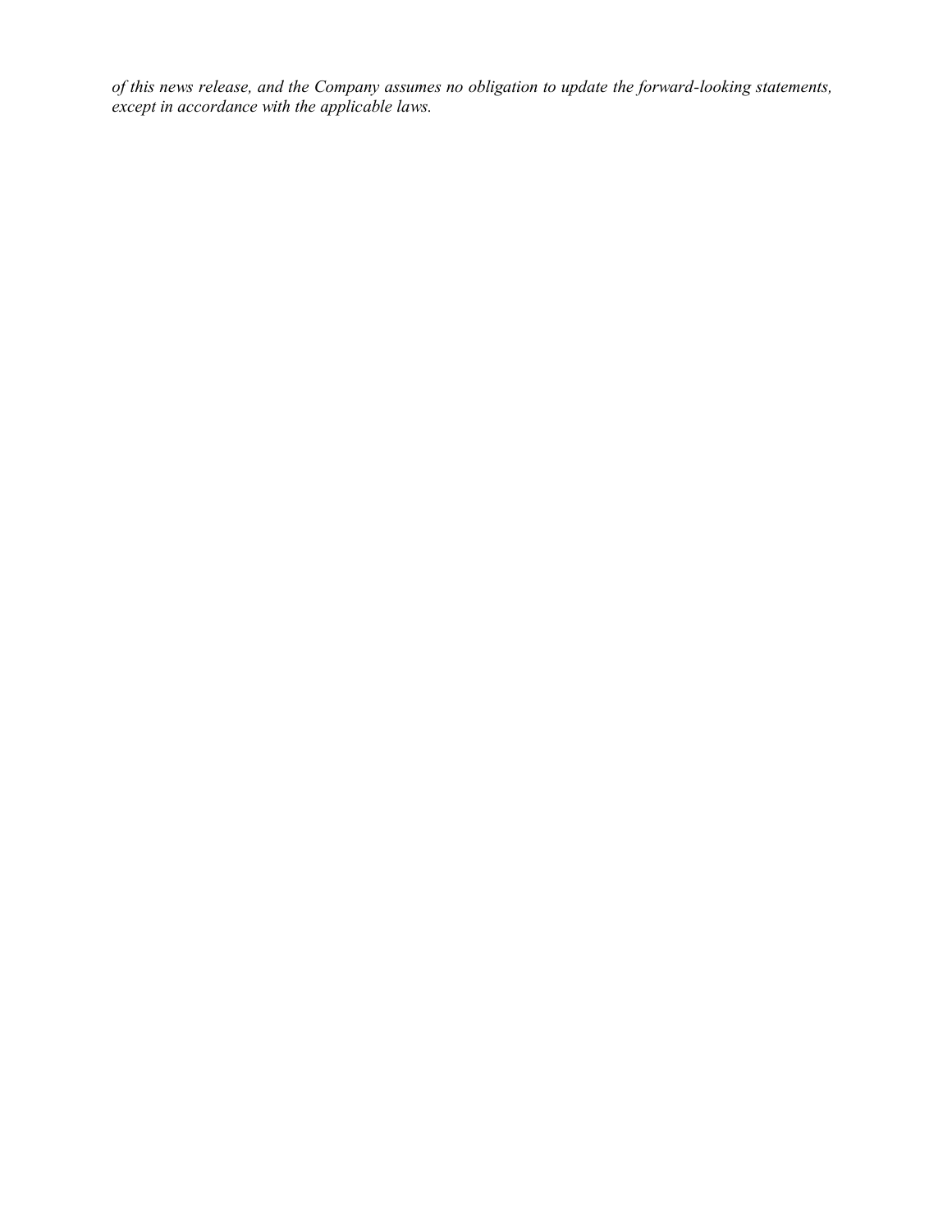*of this news release, and the Company assumes no obligation to update the forward-looking statements, except in accordance with the applicable laws.*